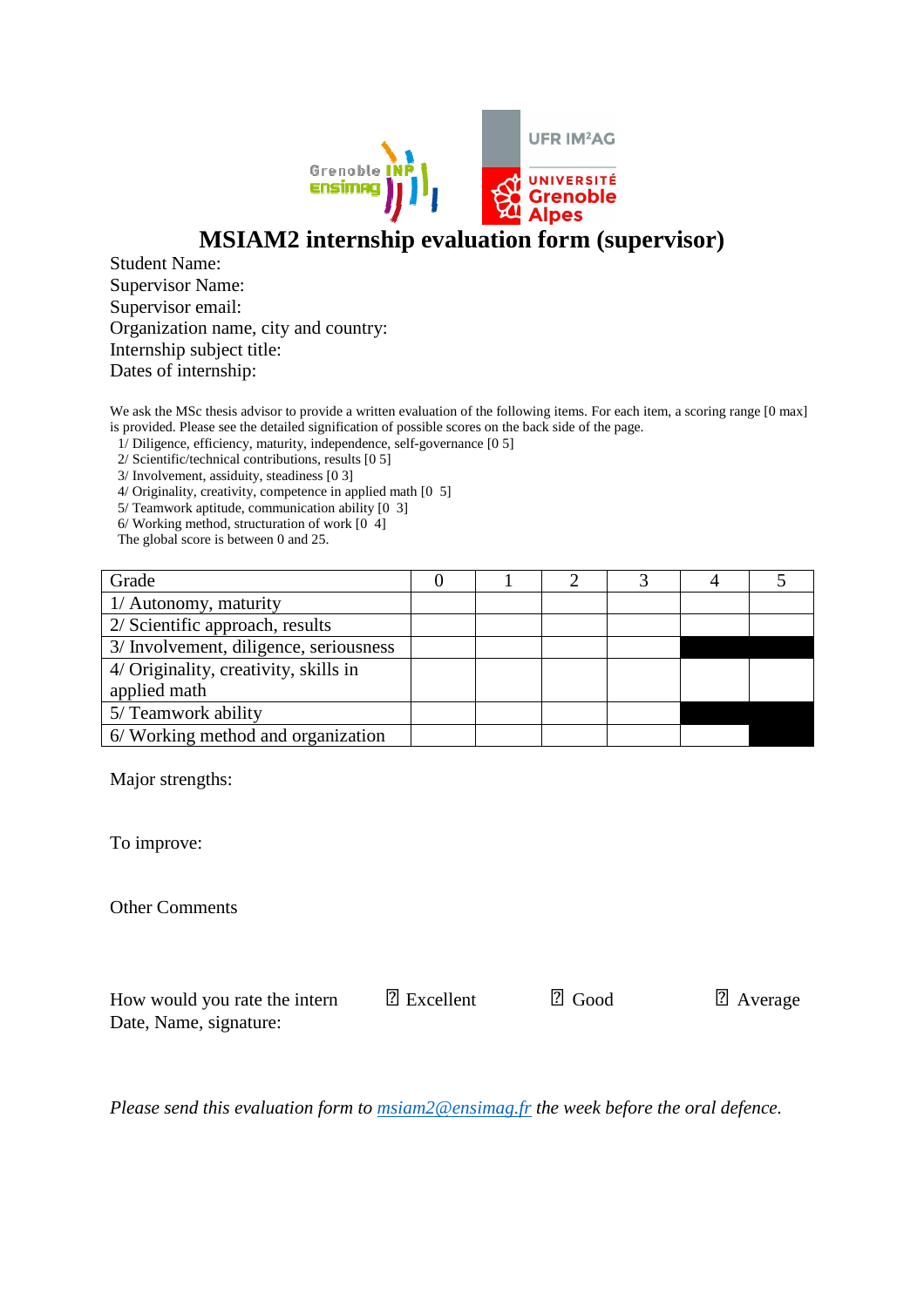# MSIAM2 internship evaluation form (supervisor)

Student Name:
Supervisor Name:
Supervisor email:
Organization name, city and country:
Internship subject title:
Dates of internship:

We ask the MSc thesis advisor to provide a written evaluation of the following items. For each item, a scoring range [0 max] is provided. Please see the detailed signification of possible scores on the back side of the page.

1/ Diligence, efficiency, maturity, independence, self-governance [0 5]
2/ Scientific/technical contributions, results [0 5]
3/ Involvement, assiduity, steadiness [0 3]
4/ Originality, creativity, competence in applied math [0 5]
5/ Teamwork aptitude, communication ability [0 3]
6/ Working method, structuration of work [0 4]
The global score is between 0 and 25.

| Grade | 0 | 1 | 2 | 3 | 4 | 5 |
|---|---|---|---|---|---|---|
| 1/ Autonomy, maturity | | | | | | |
| 2/ Scientific approach, results | | | | | | |
| 3/ Involvement, diligence, seriousness | | | | | ■ | ■ |
| 4/ Originality, creativity, skills in applied math | | | | | | |
| 5/ Teamwork ability | | | | | ■ | ■ |
| 6/ Working method and organization | | | | | | ■ |

Major strengths:

To improve:

Other Comments

How would you rate the intern ☐ Excellent ☐ Good ☐ Average
Date, Name, signature:

*Please send this evaluation form to msiam2@ensimag.fr the week before the oral defence.*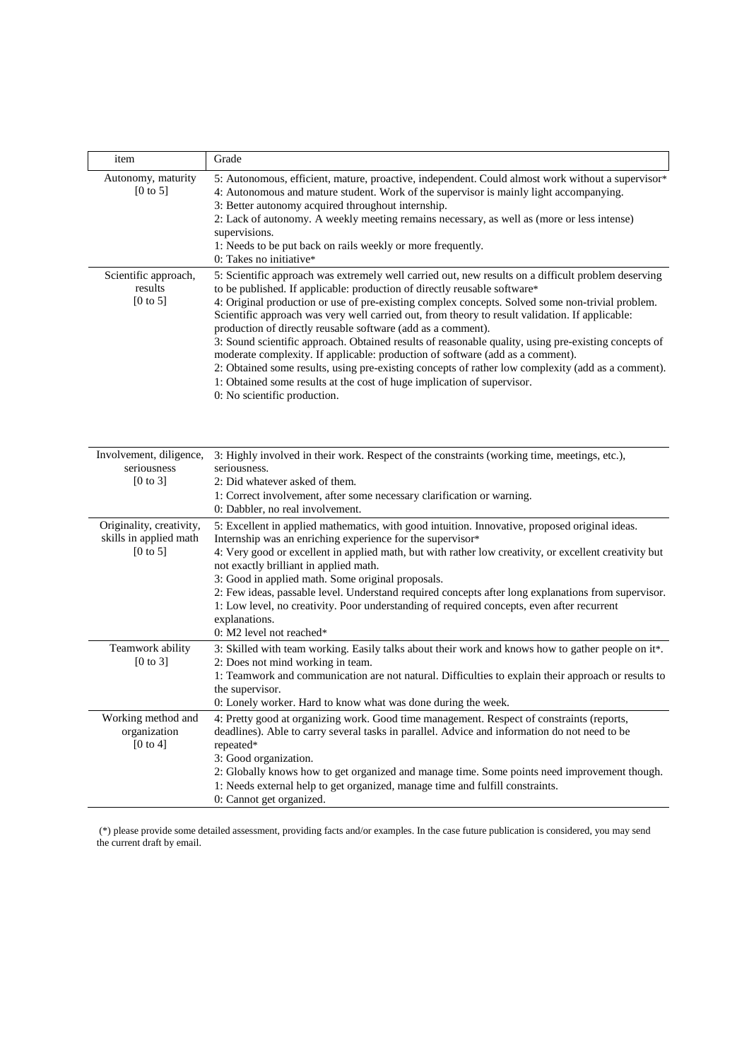| item | Grade |
|---|---|
| Autonomy, maturity [0 to 5] | 5: Autonomous, efficient, mature, proactive, independent. Could almost work without a supervisor*<br>4: Autonomous and mature student. Work of the supervisor is mainly light accompanying.<br>3: Better autonomy acquired throughout internship.<br>2: Lack of autonomy. A weekly meeting remains necessary, as well as (more or less intense) supervisions.<br>1: Needs to be put back on rails weekly or more frequently.<br>0: Takes no initiative* |
| Scientific approach, results [0 to 5] | 5: Scientific approach was extremely well carried out, new results on a difficult problem deserving to be published. If applicable: production of directly reusable software*<br>4: Original production or use of pre-existing complex concepts. Solved some non-trivial problem. Scientific approach was very well carried out, from theory to result validation. If applicable: production of directly reusable software (add as a comment).<br>3: Sound scientific approach. Obtained results of reasonable quality, using pre-existing concepts of moderate complexity. If applicable: production of software (add as a comment).<br>2: Obtained some results, using pre-existing concepts of rather low complexity (add as a comment).<br>1: Obtained some results at the cost of huge implication of supervisor.<br>0: No scientific production. |
| Involvement, diligence, seriousness [0 to 3] | 3: Highly involved in their work. Respect of the constraints (working time, meetings, etc.), seriousness.<br>2: Did whatever asked of them.<br>1: Correct involvement, after some necessary clarification or warning.<br>0: Dabbler, no real involvement. |
| Originality, creativity, skills in applied math [0 to 5] | 5: Excellent in applied mathematics, with good intuition. Innovative, proposed original ideas. Internship was an enriching experience for the supervisor*<br>4: Very good or excellent in applied math, but with rather low creativity, or excellent creativity but not exactly brilliant in applied math.<br>3: Good in applied math. Some original proposals.<br>2: Few ideas, passable level. Understand required concepts after long explanations from supervisor.<br>1: Low level, no creativity. Poor understanding of required concepts, even after recurrent explanations.<br>0: M2 level not reached* |
| Teamwork ability [0 to 3] | 3: Skilled with team working. Easily talks about their work and knows how to gather people on it*.<br>2: Does not mind working in team.<br>1: Teamwork and communication are not natural. Difficulties to explain their approach or results to the supervisor.<br>0: Lonely worker. Hard to know what was done during the week. |
| Working method and organization [0 to 4] | 4: Pretty good at organizing work. Good time management. Respect of constraints (reports, deadlines). Able to carry several tasks in parallel. Advice and information do not need to be repeated*<br>3: Good organization.<br>2: Globally knows how to get organized and manage time. Some points need improvement though.<br>1: Needs external help to get organized, manage time and fulfill constraints.<br>0: Cannot get organized. |

(*) please provide some detailed assessment, providing facts and/or examples. In the case future publication is considered, you may send the current draft by email.